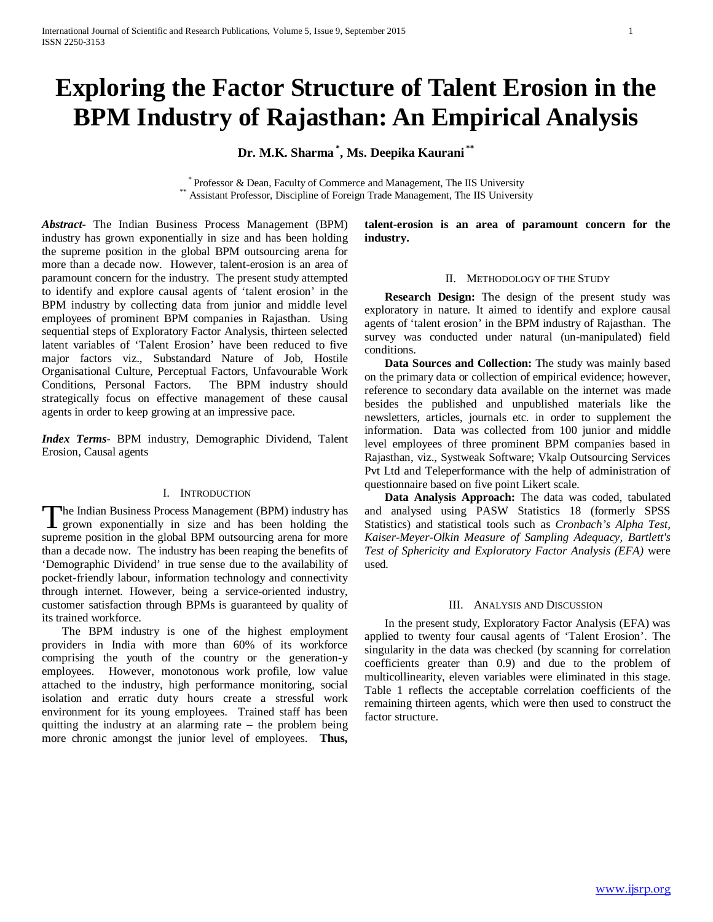# Exploring the Factor Structure of Talent Erosion in the BPM Industry of Rajasthan: An Empirical Analysis

**Dr. M.K. Sharma [*], Ms. Deepika Kaurani [**]**

[*] Professor & Dean, Faculty of Commerce and Management, The IIS University
[**] Assistant Professor, Discipline of Foreign Trade Management, The IIS University

***Abstract-*** The Indian Business Process Management (BPM) industry has grown exponentially in size and has been holding the supreme position in the global BPM outsourcing arena for more than a decade now. However, talent-erosion is an area of paramount concern for the industry. The present study attempted to identify and explore causal agents of 'talent erosion' in the BPM industry by collecting data from junior and middle level employees of prominent BPM companies in Rajasthan. Using sequential steps of Exploratory Factor Analysis, thirteen selected latent variables of 'Talent Erosion' have been reduced to five major factors viz., Substandard Nature of Job, Hostile Organisational Culture, Perceptual Factors, Unfavourable Work Conditions, Personal Factors. The BPM industry should strategically focus on effective management of these causal agents in order to keep growing at an impressive pace.

***Index Terms-*** BPM industry, Demographic Dividend, Talent Erosion, Causal agents

## I. Introduction

The Indian Business Process Management (BPM) industry has grown exponentially in size and has been holding the supreme position in the global BPM outsourcing arena for more than a decade now. The industry has been reaping the benefits of 'Demographic Dividend' in true sense due to the availability of pocket-friendly labour, information technology and connectivity through internet. However, being a service-oriented industry, customer satisfaction through BPMs is guaranteed by quality of its trained workforce.

The BPM industry is one of the highest employment providers in India with more than 60% of its workforce comprising the youth of the country or the generation-y employees. However, monotonous work profile, low value attached to the industry, high performance monitoring, social isolation and erratic duty hours create a stressful work environment for its young employees. Trained staff has been quitting the industry at an alarming rate – the problem being more chronic amongst the junior level of employees. **Thus, talent-erosion is an area of paramount concern for the industry.**

## II. Methodology of the Study

**Research Design:** The design of the present study was exploratory in nature. It aimed to identify and explore causal agents of 'talent erosion' in the BPM industry of Rajasthan. The survey was conducted under natural (un-manipulated) field conditions.

**Data Sources and Collection:** The study was mainly based on the primary data or collection of empirical evidence; however, reference to secondary data available on the internet was made besides the published and unpublished materials like the newsletters, articles, journals etc. in order to supplement the information. Data was collected from 100 junior and middle level employees of three prominent BPM companies based in Rajasthan, viz., Systweak Software; Vkalp Outsourcing Services Pvt Ltd and Teleperformance with the help of administration of questionnaire based on five point Likert scale.

**Data Analysis Approach:** The data was coded, tabulated and analysed using PASW Statistics 18 (formerly SPSS Statistics) and statistical tools such as *Cronbach's Alpha Test, Kaiser-Meyer-Olkin Measure of Sampling Adequacy, Bartlett's Test of Sphericity and Exploratory Factor Analysis (EFA)* were used.

## III. Analysis and Discussion

In the present study, Exploratory Factor Analysis (EFA) was applied to twenty four causal agents of 'Talent Erosion'. The singularity in the data was checked (by scanning for correlation coefficients greater than 0.9) and due to the problem of multicollinearity, eleven variables were eliminated in this stage. Table 1 reflects the acceptable correlation coefficients of the remaining thirteen agents, which were then used to construct the factor structure.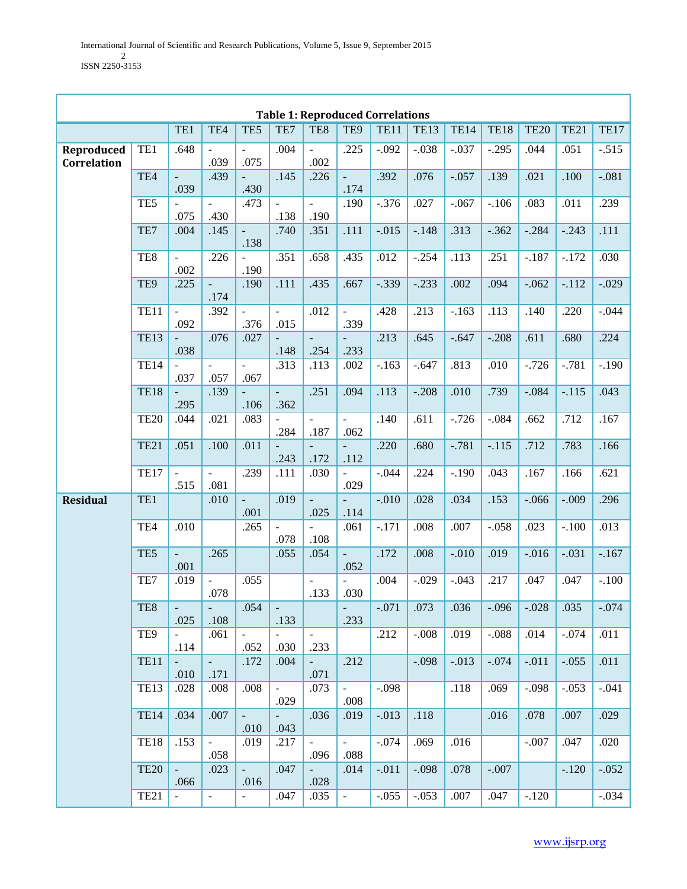**Table 1: Reproduced Correlations**

| | | TE1 | TE4 | TE5 | TE7 | TE8 | TE9 | TE11 | TE13 | TE14 | TE18 | TE20 | TE21 | TE17 |
|---|---|---|---|---|---|---|---|---|---|---|---|---|---|---|
| **Reproduced Correlation** | TE1 | .648 | -.039 | -.075 | .004 | -.002 | .225 | -.092 | -.038 | -.037 | -.295 | .044 | .051 | -.515 |
| | TE4 | -.039 | .439 | -.430 | .145 | .226 | -.174 | .392 | .076 | -.057 | .139 | .021 | .100 | -.081 |
| | TE5 | -.075 | -.430 | .473 | -.138 | -.190 | .190 | -.376 | .027 | -.067 | -.106 | .083 | .011 | .239 |
| | TE7 | .004 | .145 | -.138 | .740 | .351 | .111 | -.015 | -.148 | .313 | -.362 | -.284 | -.243 | .111 |
| | TE8 | -.002 | .226 | -.190 | .351 | .658 | .435 | .012 | -.254 | .113 | .251 | -.187 | -.172 | .030 |
| | TE9 | .225 | -.174 | .190 | .111 | .435 | .667 | -.339 | -.233 | .002 | .094 | -.062 | -.112 | -.029 |
| | TE11 | -.092 | .392 | -.376 | -.015 | .012 | -.339 | .428 | .213 | -.163 | .113 | .140 | .220 | -.044 |
| | TE13 | -.038 | .076 | .027 | -.148 | -.254 | -.233 | .213 | .645 | -.647 | -.208 | .611 | .680 | .224 |
| | TE14 | -.037 | -.057 | -.067 | .313 | .113 | .002 | -.163 | -.647 | .813 | .010 | -.726 | -.781 | -.190 |
| | TE18 | -.295 | .139 | -.106 | -.362 | .251 | .094 | .113 | -.208 | .010 | .739 | -.084 | -.115 | .043 |
| | TE20 | .044 | .021 | .083 | -.284 | -.187 | -.062 | .140 | .611 | -.726 | -.084 | .662 | .712 | .167 |
| | TE21 | .051 | .100 | .011 | -.243 | -.172 | -.112 | .220 | .680 | -.781 | -.115 | .712 | .783 | .166 |
| | TE17 | -.515 | -.081 | .239 | .111 | .030 | -.029 | -.044 | .224 | -.190 | .043 | .167 | .166 | .621 |
| **Residual** | TE1 | | .010 | -.001 | .019 | -.025 | -.114 | -.010 | .028 | .034 | .153 | -.066 | -.009 | .296 |
| | TE4 | .010 | | .265 | -.078 | -.108 | .061 | -.171 | .008 | .007 | -.058 | .023 | -.100 | .013 |
| | TE5 | -.001 | .265 | | .055 | .054 | -.052 | .172 | .008 | -.010 | .019 | -.016 | -.031 | -.167 |
| | TE7 | .019 | -.078 | .055 | | -.133 | -.030 | .004 | -.029 | -.043 | .217 | .047 | .047 | -.100 |
| | TE8 | -.025 | -.108 | .054 | -.133 | | -.233 | -.071 | .073 | .036 | -.096 | -.028 | .035 | -.074 |
| | TE9 | -.114 | .061 | -.052 | -.030 | -.233 | | .212 | -.008 | .019 | -.088 | .014 | -.074 | .011 |
| | TE11 | -.010 | -.171 | .172 | .004 | -.071 | .212 | | -.098 | -.013 | -.074 | -.011 | -.055 | .011 |
| | TE13 | .028 | .008 | .008 | -.029 | .073 | -.008 | -.098 | | .118 | .069 | -.098 | -.053 | -.041 |
| | TE14 | .034 | .007 | -.010 | -.043 | .036 | .019 | -.013 | .118 | | .016 | .078 | .007 | .029 |
| | TE18 | .153 | -.058 | .019 | .217 | -.096 | -.088 | -.074 | .069 | .016 | | -.007 | .047 | .020 |
| | TE20 | -.066 | .023 | -.016 | .047 | -.028 | .014 | -.011 | -.098 | .078 | -.007 | | -.120 | -.052 |
| | TE21 | - | - | - | .047 | .035 | - | -.055 | -.053 | .007 | .047 | -.120 | | -.034 |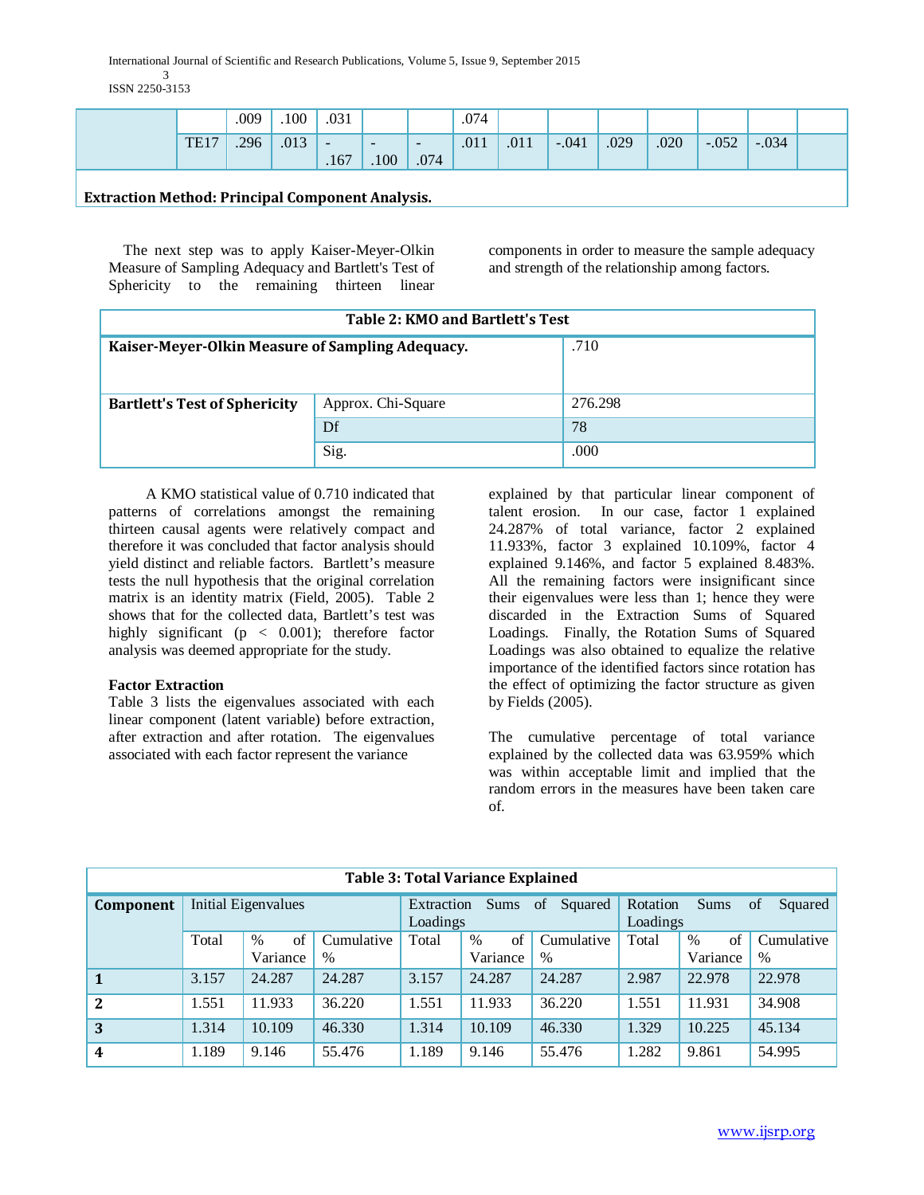| | | | | | | | | | | | | | | |
|---|---|---|---|---|---|---|---|---|---|---|---|---|---|---|
| | | .009 | .100 | .031 | | | .074 | | | | | | | |
| | TE17 | .296 | .013 | -.167 | -.100 | -.074 | .011 | .011 | -.041 | .029 | .020 | -.052 | -.034 | |

**Extraction Method: Principal Component Analysis.**

The next step was to apply Kaiser-Meyer-Olkin Measure of Sampling Adequacy and Bartlett's Test of Sphericity to the remaining thirteen linear components in order to measure the sample adequacy and strength of the relationship among factors.

**Table 2: KMO and Bartlett's Test**

| | | |
|---|---|---|
| **Kaiser-Meyer-Olkin Measure of Sampling Adequacy.** | | .710 |
| **Bartlett's Test of Sphericity** | Approx. Chi-Square | 276.298 |
| | Df | 78 |
| | Sig. | .000 |

A KMO statistical value of 0.710 indicated that patterns of correlations amongst the remaining thirteen causal agents were relatively compact and therefore it was concluded that factor analysis should yield distinct and reliable factors. Bartlett's measure tests the null hypothesis that the original correlation matrix is an identity matrix (Field, 2005). Table 2 shows that for the collected data, Bartlett's test was highly significant ($p < 0.001$); therefore factor analysis was deemed appropriate for the study.

**Factor Extraction**

Table 3 lists the eigenvalues associated with each linear component (latent variable) before extraction, after extraction and after rotation. The eigenvalues associated with each factor represent the variance explained by that particular linear component of talent erosion. In our case, factor 1 explained 24.287% of total variance, factor 2 explained 11.933%, factor 3 explained 10.109%, factor 4 explained 9.146%, and factor 5 explained 8.483%. All the remaining factors were insignificant since their eigenvalues were less than 1; hence they were discarded in the Extraction Sums of Squared Loadings. Finally, the Rotation Sums of Squared Loadings was also obtained to equalize the relative importance of the identified factors since rotation has the effect of optimizing the factor structure as given by Fields (2005).

The cumulative percentage of total variance explained by the collected data was 63.959% which was within acceptable limit and implied that the random errors in the measures have been taken care of.

**Table 3: Total Variance Explained**

| **Component** | Initial Eigenvalues | | | Extraction Sums of Squared Loadings | | | Rotation Sums of Squared Loadings | | |
|---|---|---|---|---|---|---|---|---|---|
| | Total | % of Variance | Cumulative % | Total | % of Variance | Cumulative % | Total | % of Variance | Cumulative % |
| **1** | 3.157 | 24.287 | 24.287 | 3.157 | 24.287 | 24.287 | 2.987 | 22.978 | 22.978 |
| **2** | 1.551 | 11.933 | 36.220 | 1.551 | 11.933 | 36.220 | 1.551 | 11.931 | 34.908 |
| **3** | 1.314 | 10.109 | 46.330 | 1.314 | 10.109 | 46.330 | 1.329 | 10.225 | 45.134 |
| **4** | 1.189 | 9.146 | 55.476 | 1.189 | 9.146 | 55.476 | 1.282 | 9.861 | 54.995 |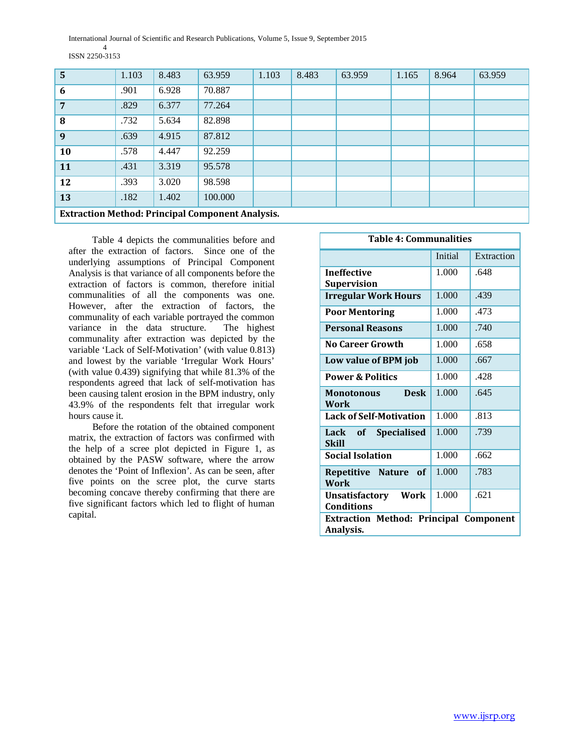| 5 | 1.103 | 8.483 | 63.959 | 1.103 | 8.483 | 63.959 | 1.165 | 8.964 | 63.959 |
|---|---|---|---|---|---|---|---|---|---|
| 6 | .901 | 6.928 | 70.887 | | | | | | |
| 7 | .829 | 6.377 | 77.264 | | | | | | |
| 8 | .732 | 5.634 | 82.898 | | | | | | |
| 9 | .639 | 4.915 | 87.812 | | | | | | |
| 10 | .578 | 4.447 | 92.259 | | | | | | |
| 11 | .431 | 3.319 | 95.578 | | | | | | |
| 12 | .393 | 3.020 | 98.598 | | | | | | |
| 13 | .182 | 1.402 | 100.000 | | | | | | |
| **Extraction Method: Principal Component Analysis.** | | | | | | | | | |

Table 4 depicts the communalities before and after the extraction of factors. Since one of the underlying assumptions of Principal Component Analysis is that variance of all components before the extraction of factors is common, therefore initial communalities of all the components was one. However, after the extraction of factors, the communality of each variable portrayed the common variance in the data structure. The highest communality after extraction was depicted by the variable 'Lack of Self-Motivation' (with value 0.813) and lowest by the variable 'Irregular Work Hours' (with value 0.439) signifying that while 81.3% of the respondents agreed that lack of self-motivation has been causing talent erosion in the BPM industry, only 43.9% of the respondents felt that irregular work hours cause it.

Before the rotation of the obtained component matrix, the extraction of factors was confirmed with the help of a scree plot depicted in Figure 1, as obtained by the PASW software, where the arrow denotes the 'Point of Inflexion'. As can be seen, after five points on the scree plot, the curve starts becoming concave thereby confirming that there are five significant factors which led to flight of human capital.

**Table 4: Communalities**

| | Initial | Extraction |
|---|---|---|
| **Ineffective Supervision** | 1.000 | .648 |
| **Irregular Work Hours** | 1.000 | .439 |
| **Poor Mentoring** | 1.000 | .473 |
| **Personal Reasons** | 1.000 | .740 |
| **No Career Growth** | 1.000 | .658 |
| **Low value of BPM job** | 1.000 | .667 |
| **Power & Politics** | 1.000 | .428 |
| **Monotonous Desk Work** | 1.000 | .645 |
| **Lack of Self-Motivation** | 1.000 | .813 |
| **Lack of Specialised Skill** | 1.000 | .739 |
| **Social Isolation** | 1.000 | .662 |
| **Repetitive Nature of Work** | 1.000 | .783 |
| **Unsatisfactory Work Conditions** | 1.000 | .621 |
| **Extraction Method: Principal Component Analysis.** | | |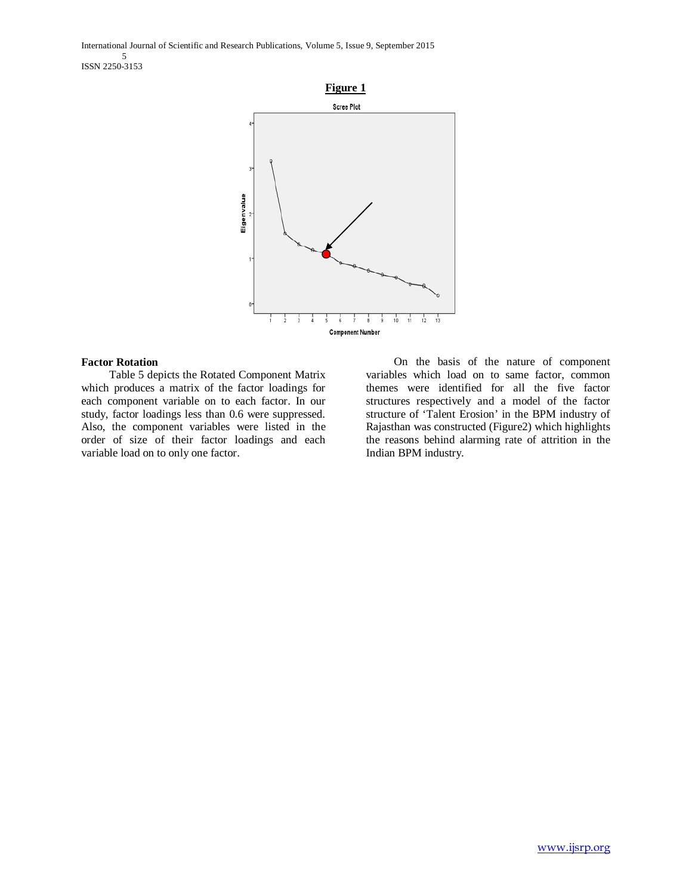**Figure 1**

Scree Plot

**Factor Rotation**

Table 5 depicts the Rotated Component Matrix which produces a matrix of the factor loadings for each component variable on to each factor. In our study, factor loadings less than 0.6 were suppressed. Also, the component variables were listed in the order of size of their factor loadings and each variable load on to only one factor.

On the basis of the nature of component variables which load on to same factor, common themes were identified for all the five factor structures respectively and a model of the factor structure of 'Talent Erosion' in the BPM industry of Rajasthan was constructed (Figure2) which highlights the reasons behind alarming rate of attrition in the Indian BPM industry.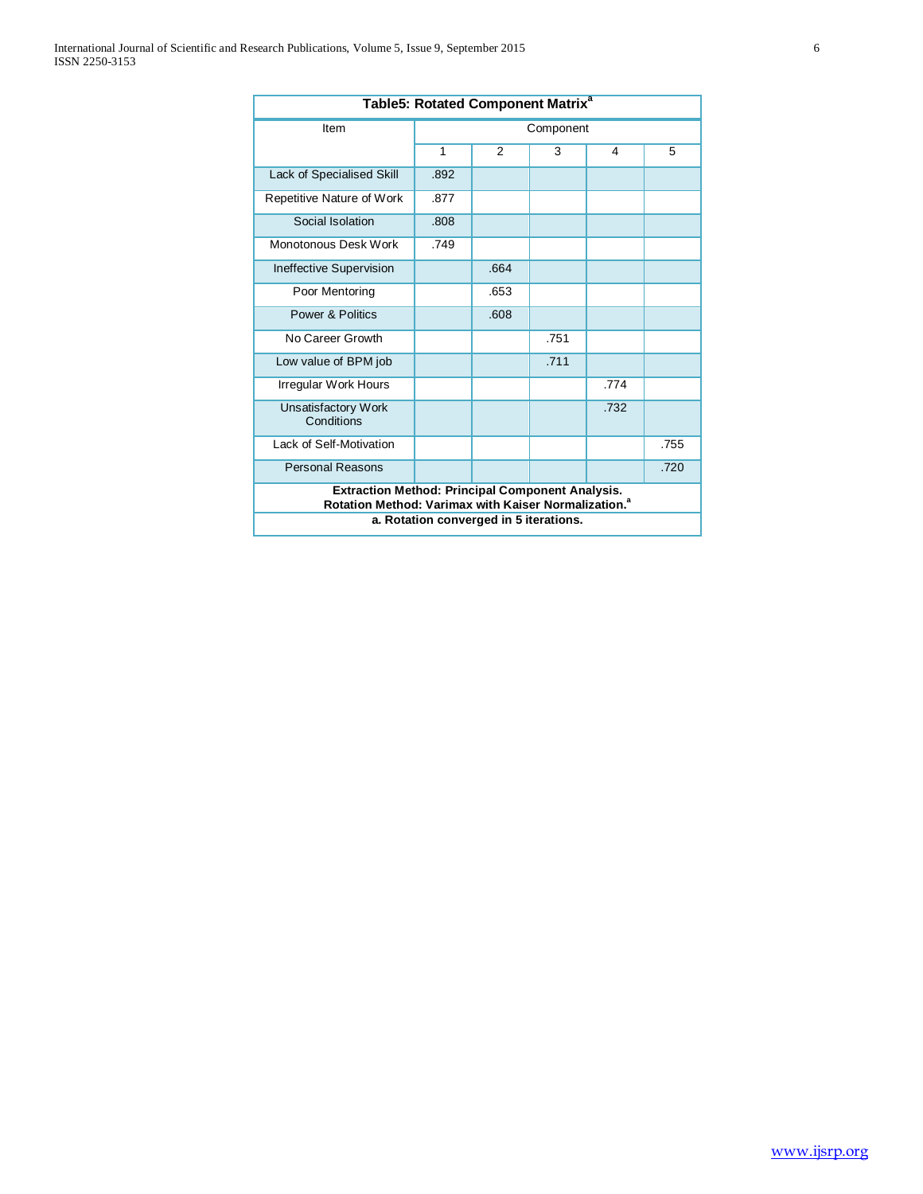**Table5: Rotated Component Matrix[a]**

| Item | Component | | | | |
|---|---|---|---|---|---|
| | 1 | 2 | 3 | 4 | 5 |
| Lack of Specialised Skill | .892 | | | | |
| Repetitive Nature of Work | .877 | | | | |
| Social Isolation | .808 | | | | |
| Monotonous Desk Work | .749 | | | | |
| Ineffective Supervision | | .664 | | | |
| Poor Mentoring | | .653 | | | |
| Power & Politics | | .608 | | | |
| No Career Growth | | | .751 | | |
| Low value of BPM job | | | .711 | | |
| Irregular Work Hours | | | | .774 | |
| Unsatisfactory Work Conditions | | | | .732 | |
| Lack of Self-Motivation | | | | | .755 |
| Personal Reasons | | | | | .720 |

**Extraction Method: Principal Component Analysis.**
**Rotation Method: Varimax with Kaiser Normalization.[a]**

**a. Rotation converged in 5 iterations.**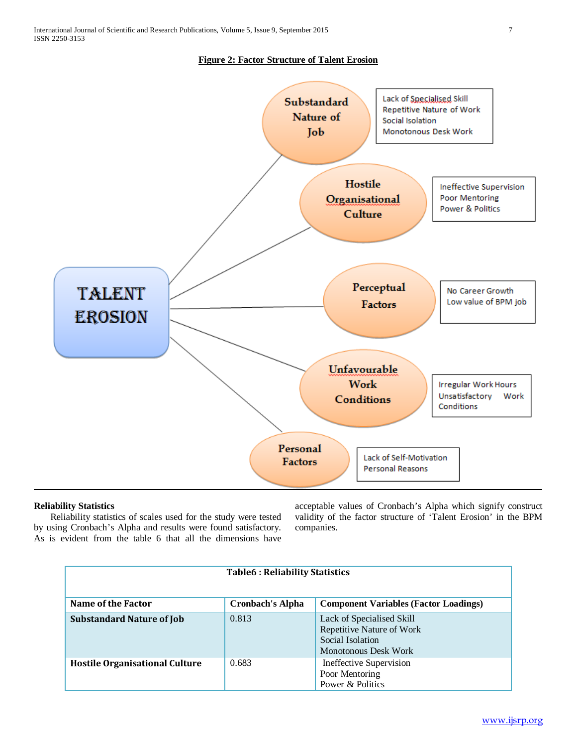**Figure 2: Factor Structure of Talent Erosion**

TALENT EROSION

Substandard Nature of Job
- Lack of Specialised Skill
- Repetitive Nature of Work
- Social Isolation
- Monotonous Desk Work

Hostile Organisational Culture
- Ineffective Supervision
- Poor Mentoring
- Power & Politics

Perceptual Factors
- No Career Growth
- Low value of BPM job

Unfavourable Work Conditions
- Irregular Work Hours
- Unsatisfactory Work Conditions

Personal Factors
- Lack of Self-Motivation
- Personal Reasons

### Reliability Statistics

Reliability statistics of scales used for the study were tested by using Cronbach's Alpha and results were found satisfactory. As is evident from the table 6 that all the dimensions have acceptable values of Cronbach's Alpha which signify construct validity of the factor structure of 'Talent Erosion' in the BPM companies.

**Table6 : Reliability Statistics**

| Name of the Factor | Cronbach's Alpha | Component Variables (Factor Loadings) |
|---|---|---|
| **Substandard Nature of Job** | 0.813 | Lack of Specialised Skill<br>Repetitive Nature of Work<br>Social Isolation<br>Monotonous Desk Work |
| **Hostile Organisational Culture** | 0.683 | Ineffective Supervision<br>Poor Mentoring<br>Power & Politics |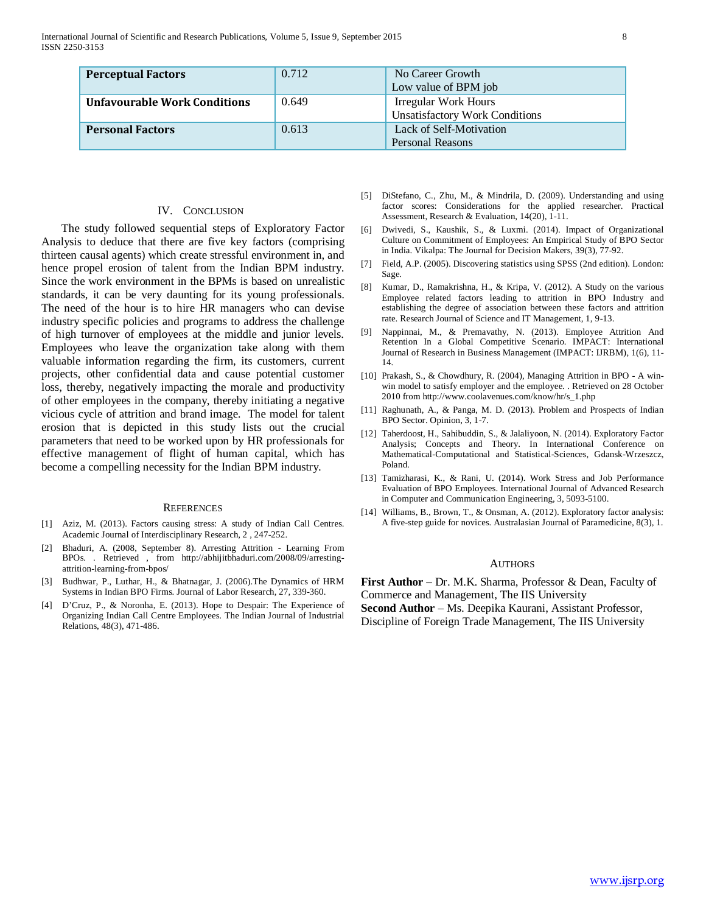| | | |
|---|---|---|
| **Perceptual Factors** | 0.712 | No Career Growth<br>Low value of BPM job |
| **Unfavourable Work Conditions** | 0.649 | Irregular Work Hours<br>Unsatisfactory Work Conditions |
| **Personal Factors** | 0.613 | Lack of Self-Motivation<br>Personal Reasons |

## IV. Conclusion

The study followed sequential steps of Exploratory Factor Analysis to deduce that there are five key factors (comprising thirteen causal agents) which create stressful environment in, and hence propel erosion of talent from the Indian BPM industry. Since the work environment in the BPMs is based on unrealistic standards, it can be very daunting for its young professionals. The need of the hour is to hire HR managers who can devise industry specific policies and programs to address the challenge of high turnover of employees at the middle and junior levels. Employees who leave the organization take along with them valuable information regarding the firm, its customers, current projects, other confidential data and cause potential customer loss, thereby, negatively impacting the morale and productivity of other employees in the company, thereby initiating a negative vicious cycle of attrition and brand image. The model for talent erosion that is depicted in this study lists out the crucial parameters that need to be worked upon by HR professionals for effective management of flight of human capital, which has become a compelling necessity for the Indian BPM industry.

## References

[1] Aziz, M. (2013). Factors causing stress: A study of Indian Call Centres. Academic Journal of Interdisciplinary Research, 2 , 247-252.

[2] Bhaduri, A. (2008, September 8). Arresting Attrition - Learning From BPOs. . Retrieved , from http://abhijitbhaduri.com/2008/09/arresting-attrition-learning-from-bpos/

[3] Budhwar, P., Luthar, H., & Bhatnagar, J. (2006).The Dynamics of HRM Systems in Indian BPO Firms. Journal of Labor Research, 27, 339-360.

[4] D'Cruz, P., & Noronha, E. (2013). Hope to Despair: The Experience of Organizing Indian Call Centre Employees. The Indian Journal of Industrial Relations, 48(3), 471-486.

[5] DiStefano, C., Zhu, M., & Mindrila, D. (2009). Understanding and using factor scores: Considerations for the applied researcher. Practical Assessment, Research & Evaluation, 14(20), 1-11.

[6] Dwivedi, S., Kaushik, S., & Luxmi. (2014). Impact of Organizational Culture on Commitment of Employees: An Empirical Study of BPO Sector in India. Vikalpa: The Journal for Decision Makers, 39(3), 77-92.

[7] Field, A.P. (2005). Discovering statistics using SPSS (2nd edition). London: Sage.

[8] Kumar, D., Ramakrishna, H., & Kripa, V. (2012). A Study on the various Employee related factors leading to attrition in BPO Industry and establishing the degree of association between these factors and attrition rate. Research Journal of Science and IT Management, 1, 9-13.

[9] Nappinnai, M., & Premavathy, N. (2013). Employee Attrition And Retention In a Global Competitive Scenario. IMPACT: International Journal of Research in Business Management (IMPACT: IJRBM), 1(6), 11-14.

[10] Prakash, S., & Chowdhury, R. (2004), Managing Attrition in BPO - A win-win model to satisfy employer and the employee. . Retrieved on 28 October 2010 from http://www.coolavenues.com/know/hr/s_1.php

[11] Raghunath, A., & Panga, M. D. (2013). Problem and Prospects of Indian BPO Sector. Opinion, 3, 1-7.

[12] Taherdoost, H., Sahibuddin, S., & Jalaliyoon, N. (2014). Exploratory Factor Analysis; Concepts and Theory. In International Conference on Mathematical-Computational and Statistical-Sciences, Gdansk-Wrzeszcz, Poland.

[13] Tamizharasi, K., & Rani, U. (2014). Work Stress and Job Performance Evaluation of BPO Employees. International Journal of Advanced Research in Computer and Communication Engineering, 3, 5093-5100.

[14] Williams, B., Brown, T., & Onsman, A. (2012). Exploratory factor analysis: A five-step guide for novices. Australasian Journal of Paramedicine, 8(3), 1.

## Authors

**First Author** – Dr. M.K. Sharma, Professor & Dean, Faculty of Commerce and Management, The IIS University

**Second Author** – Ms. Deepika Kaurani, Assistant Professor, Discipline of Foreign Trade Management, The IIS University